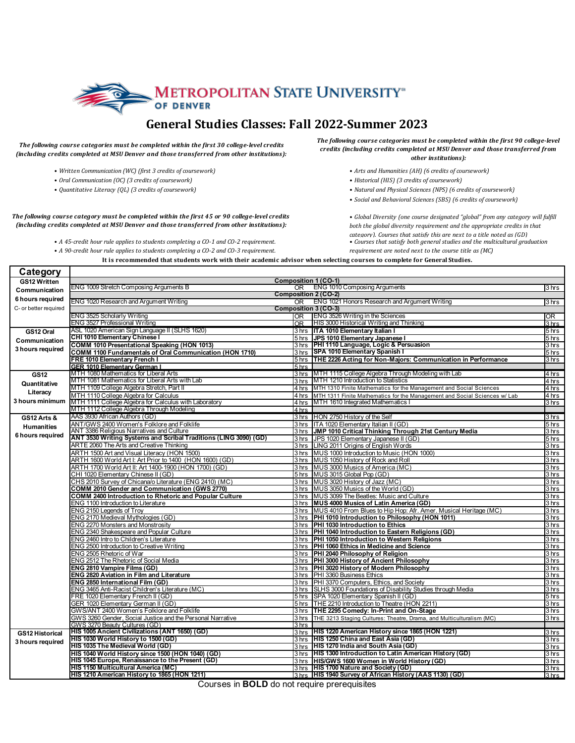METROPOLITAN STATE UNIVERSITY OF DENVER

# General Studies Classes: Fall 2022-Summer 2023

*The following course categories must be completed within the first 30 college-level credits (including credits completed at MSU Denver and those transferred from other institutions):*

- *Written Communication (WC) (first 3 credits of coursework)*
- *Oral Communication (OC) (3 credits of coursework)*
- *Quantitative Literacy (QL) (3 credits of coursework)*

*The following course category must be completed within the first 45 or 90 college-level credits (including credits completed at MSU Denver and those transferred from other institutions):*

- *A 45-credit hour rule applies to students completing a CO-1 and CO-2 requirement.*
- *A 90-credit hour rule applies to students completing a CO-2 and CO-3 requirement.*

*The following course categories must be completed within the first 90 college-level credits (including credits completed at MSU Denver and those transferred from other institutions):*

- *Arts and Humanities (AH) (6 credits of coursework)*
- *Historical (HIS) (3 credits of coursework)*
- *Natural and Physical Sciences (NPS) (6 credits of coursework)*
- *Social and Behavioral Sciences (SBS) (6 credits of coursework)*

- *Global Diversity (one course designated "global" from any category will fulfill both the global diversity requirement and the appropriate credits in that category). Courses that satisfy this are next to a title noted as (GD)*
- *Courses that satisfy both general studies and the multicultural graduation requirement are noted next to the course title as (MC)*

**It is recommended that students work with their academic advisor when selecting courses to complete for General Studies.**

| Category | Course | Hours | Course | Hours |
|---|---|---|---|---|
| **GS12 Written Communication** 6 hours required, C- or better required | **Composition 1 (CO-1)** | | | |
| | ENG 1009 Stretch Composing Arguments B | OR | ENG 1010 Composing Arguments | 3 hrs |
| | **Composition 2 (CO-2)** | | | |
| | ENG 1020 Research and Argument Writing | OR | ENG 1021 Honors Research and Argument Writing | 3 hrs |
| | **Composition 3 (CO-3)** | | | |
| | ENG 3525 Scholarly Writing | OR | ENG 3526 Writing in the Sciences | OR |
| | ENG 3527 Professional Writing | OR | HIS 3000 Historical Writing and Thinking | 3 hrs |
| **GS12 Oral Communication** 3 hours required | ASL 1020 American Sign Language II (SLHS 1620) | 3 hrs | **ITA 1010 Elementary Italian I** | 5 hrs |
| | **CHI 1010 Elementary Chinese I** | 5 hrs | **JPS 1010 Elementary Japanese I** | 5 hrs |
| | **COMM 1010 Presentational Speaking (HON 1013)** | 3 hrs | **PHI 1110 Language, Logic & Persuasion** | 3 hrs |
| | **COMM 1100 Fundamentals of Oral Communication (HON 1710)** | 3 hrs | **SPA 1010 Elementary Spanish I** | 5 hrs |
| | **FRE 1010 Elementary French I** | 5 hrs | **THE 2226 Acting for Non-Majors: Communication in Performance** | 3 hrs |
| | **GER 1010 Elementary German I** | 5 hrs | | |
| **GS12 Quantitative Literacy** 3 hours minimum | MTH 1080 Mathematics for Liberal Arts | 3 hrs | MTH 1115 College Algebra Through Modeling with Lab | 4 hrs |
| | MTH 1081 Mathematics for Liberal Arts with Lab | 3 hrs | MTH 1210 Introduction to Statistics | 4 hrs |
| | MTH 1109 College Algebra Stretch, Part II | 4 hrs | MTH 1310 Finite Mathematics for the Management and Social Sciences | 4 hrs |
| | MTH 1110 College Algebra for Calculus | 4 hrs | MTH 1311 Finite Mathematics for the Management and Social Sciences w/ Lab | 4 hrs |
| | MTH 1111 College Algebra for Calculus with Laboratory | 4 hrs | MTH 1610 Integrated Mathematics I | 3 hrs |
| | MTH 1112 College Algebra Through Modeling | 4 hrs | | |
| **GS12 Arts & Humanities** 6 hours required | AAS 3930 African Authors (GD) | 3 hrs | HON 2750 History of the Self | 3 hrs |
| | ANT/GWS 2400 Women's Folklore and Folklife | 3 hrs | ITA 1020 Elementary Italian II (GD) | 5 hrs |
| | ANT 3386 Religious Narratives and Culture | 3 hrs | **JMP 1010 Critical Thinking Through 21st Century Media** | 3 hrs |
| | **ANT 3530 Writing Systems and Scribal Traditions (LING 3090) (GD)** | 3 hrs | JPS 1020 Elementary Japanese II (GD) | 5 hrs |
| | ARTE 2060 The Arts and Creative Thinking | 3 hrs | LING 2011 Origins of English Words | 3 hrs |
| | ARTH 1500 Art and Visual Literacy (HON 1500) | 3 hrs | MUS 1000 Introduction to Music (HON 1000) | 3 hrs |
| | ARTH 1600 World Art I: Art Prior to 1400 (HON 1600) (GD) | 3 hrs | MUS 1050 History of Rock and Roll | 3 hrs |
| | ARTH 1700 World Art II: Art 1400-1900 (HON 1700) (GD) | 3 hrs | MUS 3000 Musics of America (MC) | 3 hrs |
| | CHI 1020 Elementary Chinese II (GD) | 5 hrs | MUS 3015 Global Pop (GD) | 3 hrs |
| | CHS 2010 Survey of Chicana/o Literature (ENG 2410) (MC) | 3 hrs | MUS 3020 History of Jazz (MC) | 3 hrs |
| | **COMM 2010 Gender and Communication (GWS 2770)** | 3 hrs | MUS 3050 Musics of the World (GD) | 3 hrs |
| | **COMM 2400 Introduction to Rhetoric and Popular Culture** | 3 hrs | MUS 3099 The Beatles: Music and Culture | 3 hrs |
| | ENG 1100 Introduction to Literature | 3 hrs | **MUS 4000 Musics of Latin America (GD)** | 3 hrs |
| | ENG 2150 Legends of Troy | 3 hrs | MUS 4010 From Blues to Hip Hop: Afr. Amer. Musical Heritage (MC) | 3 hrs |
| | ENG 2170 Medieval Mythologies (GD) | 3 hrs | **PHI 1010 Introduction to Philosophy (HON 1011)** | 3 hrs |
| | ENG 2270 Monsters and Monstrosity | 3 hrs | **PHI 1030 Introduction to Ethics** | 3 hrs |
| | ENG 2340 Shakespeare and Popular Culture | 3 hrs | **PHI 1040 Introduction to Eastern Religions (GD)** | 3 hrs |
| | ENG 2460 Intro to Children's Literature | 3 hrs | **PHI 1050 Introduction to Western Religions** | 3 hrs |
| | ENG 2500 Introduction to Creative Writing | 3 hrs | **PHI 1060 Ethics in Medicine and Science** | 3 hrs |
| | ENG 2505 Rhetoric of War | 3 hrs | **PHI 2040 Philosophy of Religion** | 3 hrs |
| | ENG 2512 The Rhetoric of Social Media | 3 hrs | **PHI 3000 History of Ancient Philosophy** | 3 hrs |
| | **ENG 2810 Vampire Films (GD)** | 3 hrs | **PHI 3020 History of Modern Philosophy** | 3 hrs |
| | **ENG 2820 Aviation in Film and Literature** | 3 hrs | PHI 3360 Business Ethics | 3 hrs |
| | **ENG 2850 International Film (GD)** | 3 hrs | PHI 3370 Computers, Ethics, and Society | 3 hrs |
| | ENG 3465 Anti-Racist Children's Literature (MC) | 3 hrs | SLHS 3000 Foundations of Disability Studies through Media | 3 hrs |
| | FRE 1020 Elementary French II (GD) | 5 hrs | SPA 1020 Elementary Spanish II (GD) | 5 hrs |
| | GER 1020 Elementary German II (GD) | 5 hrs | THE 2210 Introduction to Theatre (HON 2211) | 3 hrs |
| | GWS/ANT 2400 Women's Folklore and Folklife | 3 hrs | **THE 2295 Comedy: In-Print and On-Stage** | 3 hrs |
| | GWS 3260 Gender, Social Justice and the Personal Narrative | 3 hrs | THE 3213 Staging Cultures: Theatre, Drama, and Multiculturalism (MC) | 3 hrs |
| | GWS 3270 Beauty Cultures (GD) | 3 hrs | | |
| **GS12 Historical** 3 hours required | **HIS 1005 Ancient Civilizations (ANT 1650) (GD)** | 3 hrs | **HIS 1220 American History since 1865 (HON 1221)** | 3 hrs |
| | **HIS 1030 World History to 1500 (GD)** | 3 hrs | **HIS 1250 China and East Asia (GD)** | 3 hrs |
| | **HIS 1035 The Medieval World (GD)** | 3 hrs | **HIS 1270 India and South Asia (GD)** | 3 hrs |
| | **HIS 1040 World History since 1500 (HON 1040) (GD)** | 3 hrs | **HIS 1300 Introduction to Latin American History (GD)** | 3 hrs |
| | **HIS 1045 Europe, Renaissance to the Present (GD)** | 3 hrs | **HIS/GWS 1600 Women in World History (GD)** | 3 hrs |
| | **HIS 1150 Multicultural America (MC)** | 3 hrs | **HIS 1700 Nature and Society (GD)** | 3 hrs |
| | **HIS 1210 American History to 1865 (HON 1211)** | 3 hrs | **HIS 1940 Survey of African History (AAS 1130) (GD)** | 3 hrs |

Courses in **BOLD** do not require prerequisites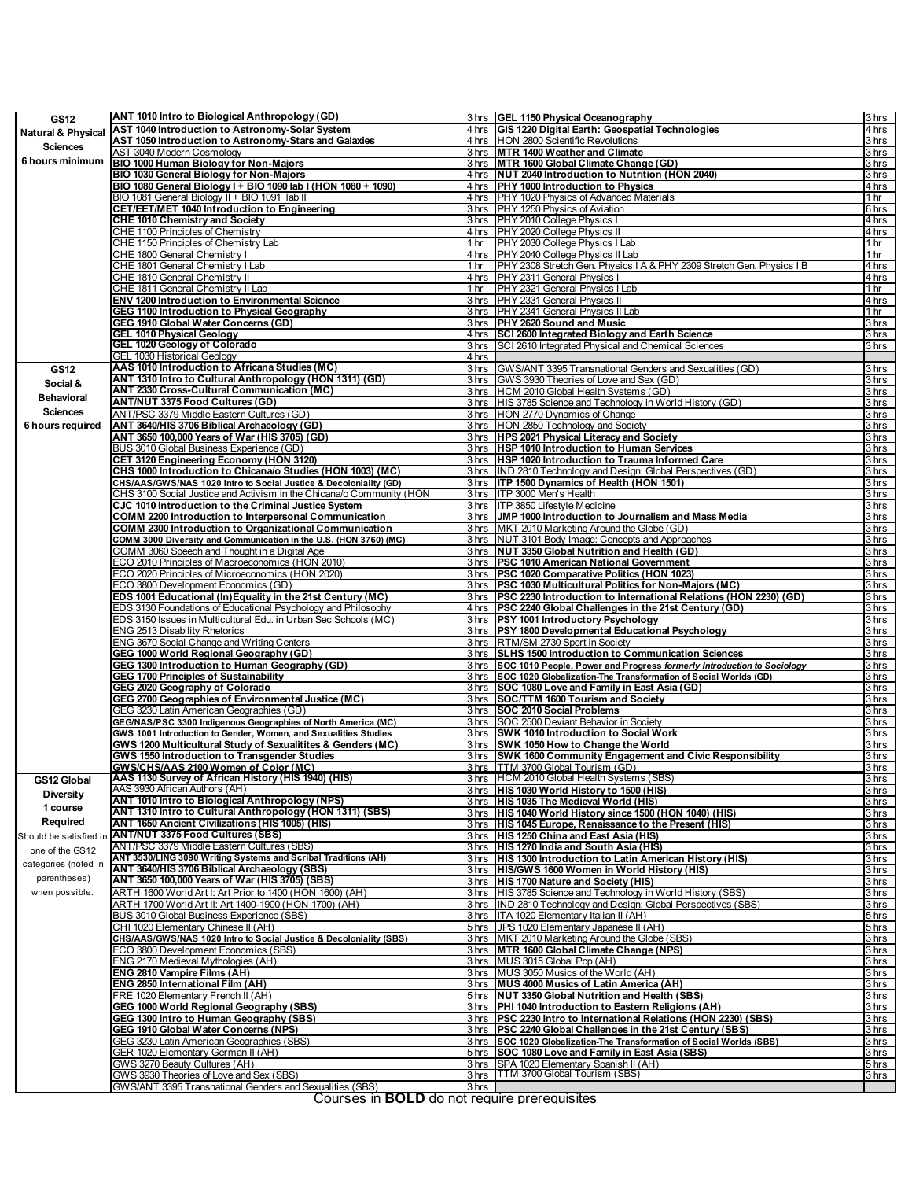| | | | | |
|---|---|---|---|---|
| **GS12 Natural & Physical Sciences 6 hours minimum** | **ANT 1010 Intro to Biological Anthropology (GD)** | 3 hrs | **GEL 1150 Physical Oceanography** | 3 hrs |
| | **AST 1040 Introduction to Astronomy-Solar System** | 4 hrs | **GIS 1220 Digital Earth: Geospatial Technologies** | 4 hrs |
| | **AST 1050 Introduction to Astronomy-Stars and Galaxies** | 4 hrs | HON 2800 Scientific Revolutions | 3 hrs |
| | AST 3040 Modern Cosmology | 3 hrs | **MTR 1400 Weather and Climate** | 3 hrs |
| | **BIO 1000 Human Biology for Non-Majors** | 3 hrs | **MTR 1600 Global Climate Change (GD)** | 3 hrs |
| | **BIO 1030 General Biology for Non-Majors** | 4 hrs | **NUT 2040 Introduction to Nutrition (HON 2040)** | 3 hrs |
| | **BIO 1080 General Biology I + BIO 1090 lab I (HON 1080 + 1090)** | 4 hrs | **PHY 1000 Introduction to Physics** | 4 hrs |
| | BIO 1081 General Biology II + BIO 1091 lab II | 4 hrs | PHY 1020 Physics of Advanced Materials | 1 hr |
| | **CET/EET/MET 1040 Introduction to Engineering** | 3 hrs | PHY 1250 Physics of Aviation | 6 hrs |
| | **CHE 1010 Chemistry and Society** | 3 hrs | PHY 2010 College Physics I | 4 hrs |
| | CHE 1100 Principles of Chemistry | 4 hrs | PHY 2020 College Physics II | 4 hrs |
| | CHE 1150 Principles of Chemistry Lab | 1 hr | PHY 2030 College Physics I Lab | 1 hr |
| | CHE 1800 General Chemistry I | 4 hrs | PHY 2040 College Physics II Lab | 1 hr |
| | CHE 1801 General Chemistry I Lab | 1 hr | PHY 2308 Stretch Gen. Physics I A & PHY 2309 Stretch Gen. Physics I B | 4 hrs |
| | CHE 1810 General Chemistry II | 4 hrs | PHY 2311 General Physics I | 4 hrs |
| | CHE 1811 General Chemistry II Lab | 1 hr | PHY 2321 General Physics I Lab | 1 hr |
| | **ENV 1200 Introduction to Environmental Science** | 3 hrs | PHY 2331 General Physics II | 4 hrs |
| | **GEG 1100 Introduction to Physical Geography** | 3 hrs | PHY 2341 General Physics II Lab | 1 hr |
| | **GEG 1910 Global Water Concerns (GD)** | 3 hrs | **PHY 2620 Sound and Music** | 3 hrs |
| | **GEL 1010 Physical Geology** | 4 hrs | **SCI 2600 Integrated Biology and Earth Science** | 3 hrs |
| | **GEL 1020 Geology of Colorado** | 3 hrs | SCI 2610 Integrated Physical and Chemical Sciences | 3 hrs |
| | GEL 1030 Historical Geology | 4 hrs | | |
| **GS12 Social & Behavioral Sciences 6 hours required** | **AAS 1010 Introduction to Africana Studies (MC)** | 3 hrs | GWS/ANT 3395 Transnational Genders and Sexualities (GD) | 3 hrs |
| | **ANT 1310 Intro to Cultural Anthropology (HON 1311) (GD)** | 3 hrs | GWS 3930 Theories of Love and Sex (GD) | 3 hrs |
| | **ANT 2330 Cross-Cultural Communication (MC)** | 3 hrs | HCM 2010 Global Health Systems (GD) | 3 hrs |
| | **ANT/NUT 3375 Food Cultures (GD)** | 3 hrs | HIS 3785 Science and Technology in World History (GD) | 3 hrs |
| | ANT/PSC 3379 Middle Eastern Cultures (GD) | 3 hrs | HON 2770 Dynamics of Change | 3 hrs |
| | **ANT 3640/HIS 3706 Biblical Archaeology (GD)** | 3 hrs | HON 2850 Technology and Society | 3 hrs |
| | **ANT 3650 100,000 Years of War (HIS 3705) (GD)** | 3 hrs | **HPS 2021 Physical Literacy and Society** | 3 hrs |
| | BUS 3010 Global Business Experience (GD) | 3 hrs | **HSP 1010 Introduction to Human Services** | 3 hrs |
| | **CET 3120 Engineering Economy (HON 3120)** | 3 hrs | **HSP 1020 Introduction to Trauma Informed Care** | 3 hrs |
| | **CHS 1000 Introduction to Chicana/o Studies (HON 1003) (MC)** | 3 hrs | IND 2810 Technology and Design: Global Perspectives (GD) | 3 hrs |
| | **CHS/AAS/GWS/NAS 1020 Intro to Social Justice & Decoloniality (GD)** | 3 hrs | **ITP 1500 Dynamics of Health (HON 1501)** | 3 hrs |
| | CHS 3100 Social Justice and Activism in the Chicana/o Community (HON | 3 hrs | ITP 3000 Men's Health | 3 hrs |
| | **CJC 1010 Introduction to the Criminal Justice System** | 3 hrs | ITP 3850 Lifestyle Medicine | 3 hrs |
| | **COMM 2200 Introduction to Interpersonal Communication** | 3 hrs | **JMP 1000 Introduction to Journalism and Mass Media** | 3 hrs |
| | **COMM 2300 Introduction to Organizational Communication** | 3 hrs | MKT 2010 Marketing Around the Globe (GD) | 3 hrs |
| | **COMM 3000 Diversity and Communication in the U.S. (HON 3760) (MC)** | 3 hrs | NUT 3101 Body Image: Concepts and Approaches | 3 hrs |
| | COMM 3060 Speech and Thought in a Digital Age | 3 hrs | **NUT 3350 Global Nutrition and Health (GD)** | 3 hrs |
| | ECO 2010 Principles of Macroeconomics (HON 2010) | 3 hrs | **PSC 1010 American National Government** | 3 hrs |
| | ECO 2020 Principles of Microeconomics (HON 2020) | 3 hrs | **PSC 1020 Comparative Politics (HON 1023)** | 3 hrs |
| | ECO 3800 Development Economics (GD) | 3 hrs | **PSC 1030 Multicultural Politics for Non-Majors (MC)** | 3 hrs |
| | **EDS 1001 Educational (In)Equality in the 21st Century (MC)** | 3 hrs | **PSC 2230 Introduction to International Relations (HON 2230) (GD)** | 3 hrs |
| | EDS 3130 Foundations of Educational Psychology and Philosophy | 4 hrs | **PSC 2240 Global Challenges in the 21st Century (GD)** | 3 hrs |
| | EDS 3150 Issues in Multicultural Edu. in Urban Sec Schools (MC) | 3 hrs | **PSY 1001 Introductory Psychology** | 3 hrs |
| | ENG 2513 Disability Rhetorics | 3 hrs | **PSY 1800 Developmental Educational Psychology** | 3 hrs |
| | ENG 3670 Social Change and Writing Centers | 3 hrs | RTM/SM 2730 Sport in Society | 3 hrs |
| | **GEG 1000 World Regional Geography (GD)** | 3 hrs | **SLHS 1500 Introduction to Communication Sciences** | 3 hrs |
| | **GEG 1300 Introduction to Human Geography (GD)** | 3 hrs | **SOC 1010 People, Power and Progress *formerly Introduction to Sociology*** | 3 hrs |
| | **GEG 1700 Principles of Sustainability** | 3 hrs | **SOC 1020 Globalization-The Transformation of Social Worlds (GD)** | 3 hrs |
| | **GEG 2020 Geography of Colorado** | 3 hrs | **SOC 1080 Love and Family in East Asia (GD)** | 3 hrs |
| | **GEG 2700 Geographies of Environmental Justice (MC)** | 3 hrs | **SOC/TTM 1600 Tourism and Society** | 3 hrs |
| | GEG 3230 Latin American Geographies (GD) | 3 hrs | **SOC 2010 Social Problems** | 3 hrs |
| | **GEG/NAS/PSC 3300 Indigenous Geographies of North America (MC)** | 3 hrs | SOC 2500 Deviant Behavior in Society | 3 hrs |
| | **GWS 1001 Introduction to Gender, Women, and Sexualities Studies** | 3 hrs | **SWK 1010 Introduction to Social Work** | 3 hrs |
| | **GWS 1200 Multicultural Study of Sexualitites & Genders (MC)** | 3 hrs | **SWK 1050 How to Change the World** | 3 hrs |
| | **GWS 1550 Introduction to Transgender Studies** | 3 hrs | **SWK 1600 Community Engagement and Civic Responsibility** | 3 hrs |
| | **GWS/CHS/AAS 2100 Women of Color (MC)** | 3 hrs | TTM 3700 Global Tourism (GD) | 3 hrs |
| **GS12 Global Diversity 1 course Required** Should be satisfied in one of the GS12 categories (noted in parentheses) when possible. | **AAS 1130 Survey of African History (HIS 1940) (HIS)** | 3 hrs | HCM 2010 Global Health Systems (SBS) | 3 hrs |
| | AAS 3930 African Authors (AH) | 3 hrs | **HIS 1030 World History to 1500 (HIS)** | 3 hrs |
| | **ANT 1010 Intro to Biological Anthropology (NPS)** | 3 hrs | **HIS 1035 The Medieval World (HIS)** | 3 hrs |
| | **ANT 1310 Intro to Cultural Anthropology (HON 1311) (SBS)** | 3 hrs | **HIS 1040 World History since 1500 (HON 1040) (HIS)** | 3 hrs |
| | **ANT 1650 Ancient Civilizations (HIS 1005) (HIS)** | 3 hrs | **HIS 1045 Europe, Renaissance to the Present (HIS)** | 3 hrs |
| | **ANT/NUT 3375 Food Cultures (SBS)** | 3 hrs | **HIS 1250 China and East Asia (HIS)** | 3 hrs |
| | ANT/PSC 3379 Middle Eastern Cultures (SBS) | 3 hrs | **HIS 1270 India and South Asia (HIS)** | 3 hrs |
| | **ANT 3530/LING 3090 Writing Systems and Scribal Traditions (AH)** | 3 hrs | **HIS 1300 Introduction to Latin American History (HIS)** | 3 hrs |
| | **ANT 3640/HIS 3706 Biblical Archaeology (SBS)** | 3 hrs | **HIS/GWS 1600 Women in World History (HIS)** | 3 hrs |
| | **ANT 3650 100,000 Years of War (HIS 3705) (SBS)** | 3 hrs | **HIS 1700 Nature and Society (HIS)** | 3 hrs |
| | ARTH 1600 World Art I: Art Prior to 1400 (HON 1600) (AH) | 3 hrs | HIS 3785 Science and Technology in World History (SBS) | 3 hrs |
| | ARTH 1700 World Art II: Art 1400-1900 (HON 1700) (AH) | 3 hrs | IND 2810 Technology and Design: Global Perspectives (SBS) | 3 hrs |
| | BUS 3010 Global Business Experience (SBS) | 3 hrs | ITA 1020 Elementary Italian II (AH) | 5 hrs |
| | CHI 1020 Elementary Chinese II (AH) | 5 hrs | JPS 1020 Elementary Japanese II (AH) | 5 hrs |
| | **CHS/AAS/GWS/NAS 1020 Intro to Social Justice & Decoloniality (SBS)** | 3 hrs | MKT 2010 Marketing Around the Globe (SBS) | 3 hrs |
| | ECO 3800 Development Economics (SBS) | 3 hrs | **MTR 1600 Global Climate Change (NPS)** | 3 hrs |
| | ENG 2170 Medieval Mythologies (AH) | 3 hrs | MUS 3015 Global Pop (AH) | 3 hrs |
| | **ENG 2810 Vampire Films (AH)** | 3 hrs | MUS 3050 Musics of the World (AH) | 3 hrs |
| | **ENG 2850 International Film (AH)** | 3 hrs | **MUS 4000 Musics of Latin America (AH)** | 3 hrs |
| | FRE 1020 Elementary French II (AH) | 5 hrs | **NUT 3350 Global Nutrition and Health (SBS)** | 3 hrs |
| | **GEG 1000 World Regional Geography (SBS)** | 3 hrs | **PHI 1040 Introduction to Eastern Religions (AH)** | 3 hrs |
| | **GEG 1300 Intro to Human Geography (SBS)** | 3 hrs | **PSC 2230 Intro to International Relations (HON 2230) (SBS)** | 3 hrs |
| | **GEG 1910 Global Water Concerns (NPS)** | 3 hrs | **PSC 2240 Global Challenges in the 21st Century (SBS)** | 3 hrs |
| | GEG 3230 Latin American Geographies (SBS) | 3 hrs | **SOC 1020 Globalization-The Transformation of Social Worlds (SBS)** | 3 hrs |
| | GER 1020 Elementary German II (AH) | 5 hrs | **SOC 1080 Love and Family in East Asia (SBS)** | 3 hrs |
| | GWS 3270 Beauty Cultures (AH) | 3 hrs | SPA 1020 Elementary Spanish II (AH) | 5 hrs |
| | GWS 3930 Theories of Love and Sex (SBS) | 3 hrs | TTM 3700 Global Tourism (SBS) | 3 hrs |
| | GWS/ANT 3395 Transnational Genders and Sexualities (SBS) | 3 hrs | | |

Courses in **BOLD** do not require prerequisites